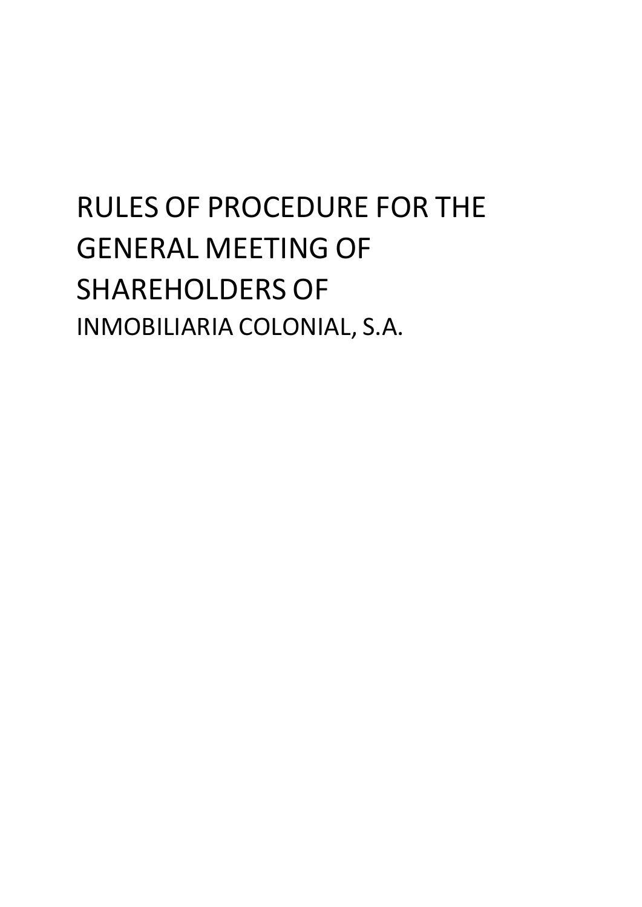# RULES OF PROCEDURE FOR THE GENERAL MEETING OF SHAREHOLDERS OF

INMOBILIARIA COLONIAL, S.A.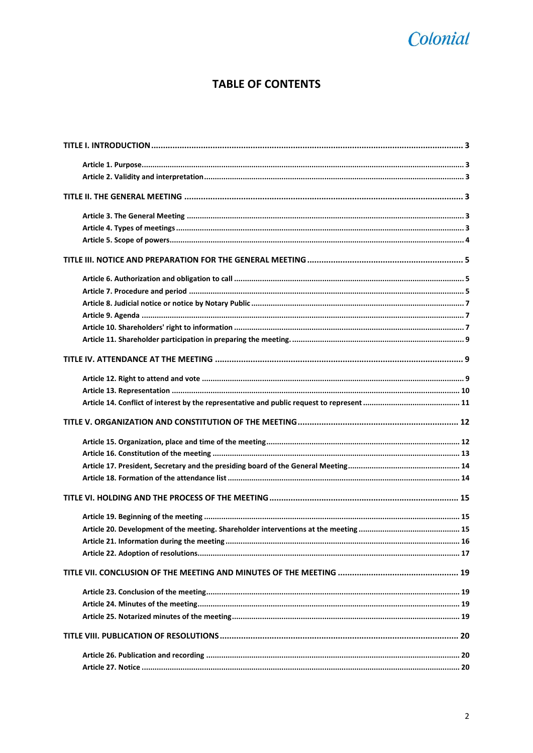# TABLE OF CONTENTS

**TITLE I. INTRODUCTION** ........ 3

- **Article 1. Purpose** ........ 3
- **Article 2. Validity and interpretation** ........ 3

**TITLE II. THE GENERAL MEETING** ........ 3

- **Article 3. The General Meeting** ........ 3
- **Article 4. Types of meetings** ........ 3
- **Article 5. Scope of powers** ........ 4

**TITLE III. NOTICE AND PREPARATION FOR THE GENERAL MEETING** ........ 5

- **Article 6. Authorization and obligation to call** ........ 5
- **Article 7. Procedure and period** ........ 5
- **Article 8. Judicial notice or notice by Notary Public** ........ 7
- **Article 9. Agenda** ........ 7
- **Article 10. Shareholders' right to information** ........ 7
- **Article 11. Shareholder participation in preparing the meeting.** ........ 9

**TITLE IV. ATTENDANCE AT THE MEETING** ........ 9

- **Article 12. Right to attend and vote** ........ 9
- **Article 13. Representation** ........ 10
- **Article 14. Conflict of interest by the representative and public request to represent** ........ 11

**TITLE V. ORGANIZATION AND CONSTITUTION OF THE MEETING** ........ 12

- **Article 15. Organization, place and time of the meeting** ........ 12
- **Article 16. Constitution of the meeting** ........ 13
- **Article 17. President, Secretary and the presiding board of the General Meeting** ........ 14
- **Article 18. Formation of the attendance list** ........ 14

**TITLE VI. HOLDING AND THE PROCESS OF THE MEETING** ........ 15

- **Article 19. Beginning of the meeting** ........ 15
- **Article 20. Development of the meeting. Shareholder interventions at the meeting** ........ 15
- **Article 21. Information during the meeting** ........ 16
- **Article 22. Adoption of resolutions** ........ 17

**TITLE VII. CONCLUSION OF THE MEETING AND MINUTES OF THE MEETING** ........ 19

- **Article 23. Conclusion of the meeting** ........ 19
- **Article 24. Minutes of the meeting** ........ 19
- **Article 25. Notarized minutes of the meeting** ........ 19

**TITLE VIII. PUBLICATION OF RESOLUTIONS** ........ 20

- **Article 26. Publication and recording** ........ 20
- **Article 27. Notice** ........ 20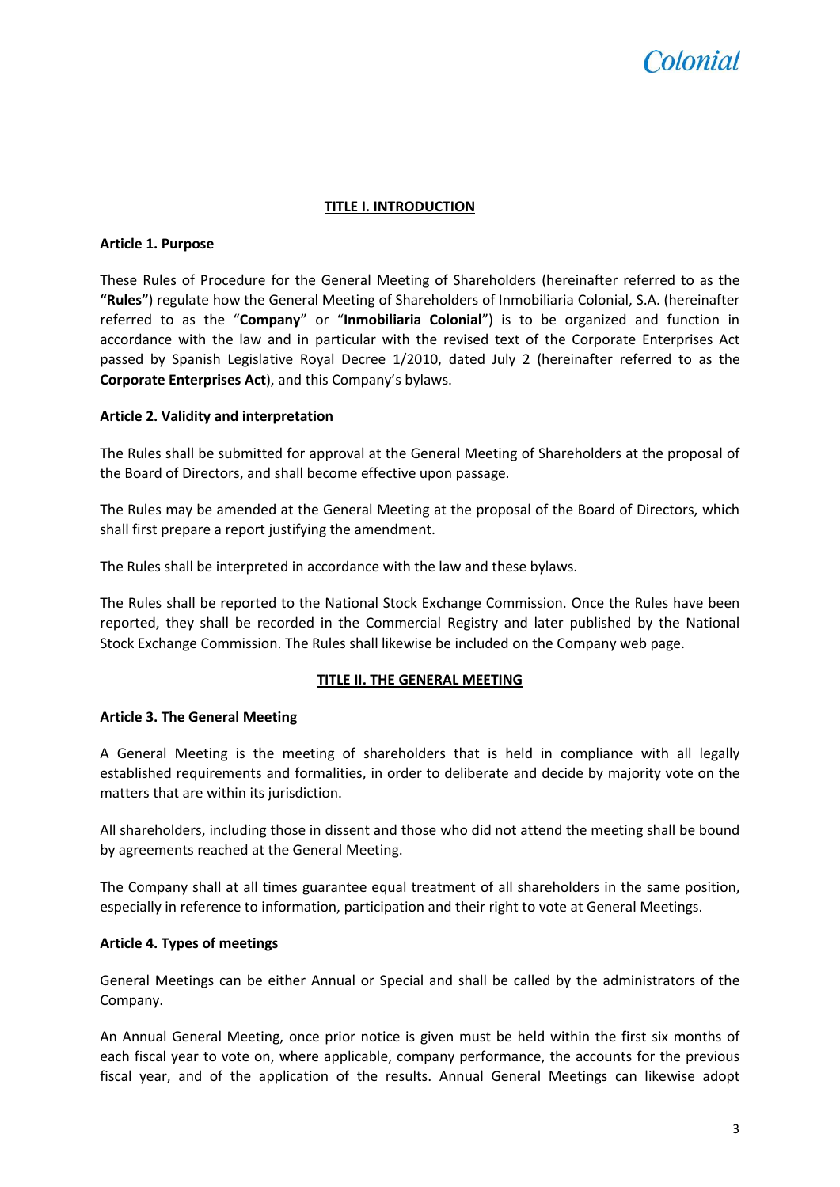## TITLE I. INTRODUCTION

### Article 1. Purpose

These Rules of Procedure for the General Meeting of Shareholders (hereinafter referred to as the **"Rules"**) regulate how the General Meeting of Shareholders of Inmobiliaria Colonial, S.A. (hereinafter referred to as the "**Company**" or "**Inmobiliaria Colonial**") is to be organized and function in accordance with the law and in particular with the revised text of the Corporate Enterprises Act passed by Spanish Legislative Royal Decree 1/2010, dated July 2 (hereinafter referred to as the **Corporate Enterprises Act**), and this Company's bylaws.

### Article 2. Validity and interpretation

The Rules shall be submitted for approval at the General Meeting of Shareholders at the proposal of the Board of Directors, and shall become effective upon passage.

The Rules may be amended at the General Meeting at the proposal of the Board of Directors, which shall first prepare a report justifying the amendment.

The Rules shall be interpreted in accordance with the law and these bylaws.

The Rules shall be reported to the National Stock Exchange Commission. Once the Rules have been reported, they shall be recorded in the Commercial Registry and later published by the National Stock Exchange Commission. The Rules shall likewise be included on the Company web page.

## TITLE II. THE GENERAL MEETING

### Article 3. The General Meeting

A General Meeting is the meeting of shareholders that is held in compliance with all legally established requirements and formalities, in order to deliberate and decide by majority vote on the matters that are within its jurisdiction.

All shareholders, including those in dissent and those who did not attend the meeting shall be bound by agreements reached at the General Meeting.

The Company shall at all times guarantee equal treatment of all shareholders in the same position, especially in reference to information, participation and their right to vote at General Meetings.

### Article 4. Types of meetings

General Meetings can be either Annual or Special and shall be called by the administrators of the Company.

An Annual General Meeting, once prior notice is given must be held within the first six months of each fiscal year to vote on, where applicable, company performance, the accounts for the previous fiscal year, and of the application of the results. Annual General Meetings can likewise adopt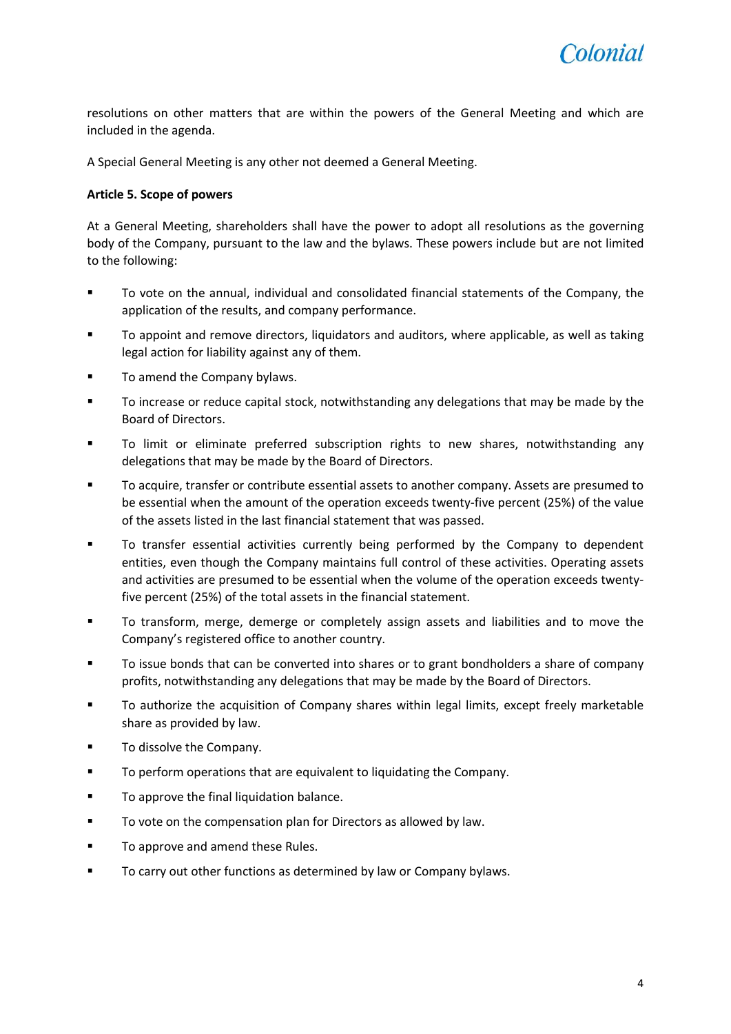resolutions on other matters that are within the powers of the General Meeting and which are included in the agenda.

A Special General Meeting is any other not deemed a General Meeting.

**Article 5. Scope of powers**

At a General Meeting, shareholders shall have the power to adopt all resolutions as the governing body of the Company, pursuant to the law and the bylaws. These powers include but are not limited to the following:

- To vote on the annual, individual and consolidated financial statements of the Company, the application of the results, and company performance.
- To appoint and remove directors, liquidators and auditors, where applicable, as well as taking legal action for liability against any of them.
- To amend the Company bylaws.
- To increase or reduce capital stock, notwithstanding any delegations that may be made by the Board of Directors.
- To limit or eliminate preferred subscription rights to new shares, notwithstanding any delegations that may be made by the Board of Directors.
- To acquire, transfer or contribute essential assets to another company. Assets are presumed to be essential when the amount of the operation exceeds twenty-five percent (25%) of the value of the assets listed in the last financial statement that was passed.
- To transfer essential activities currently being performed by the Company to dependent entities, even though the Company maintains full control of these activities. Operating assets and activities are presumed to be essential when the volume of the operation exceeds twenty-five percent (25%) of the total assets in the financial statement.
- To transform, merge, demerge or completely assign assets and liabilities and to move the Company's registered office to another country.
- To issue bonds that can be converted into shares or to grant bondholders a share of company profits, notwithstanding any delegations that may be made by the Board of Directors.
- To authorize the acquisition of Company shares within legal limits, except freely marketable share as provided by law.
- To dissolve the Company.
- To perform operations that are equivalent to liquidating the Company.
- To approve the final liquidation balance.
- To vote on the compensation plan for Directors as allowed by law.
- To approve and amend these Rules.
- To carry out other functions as determined by law or Company bylaws.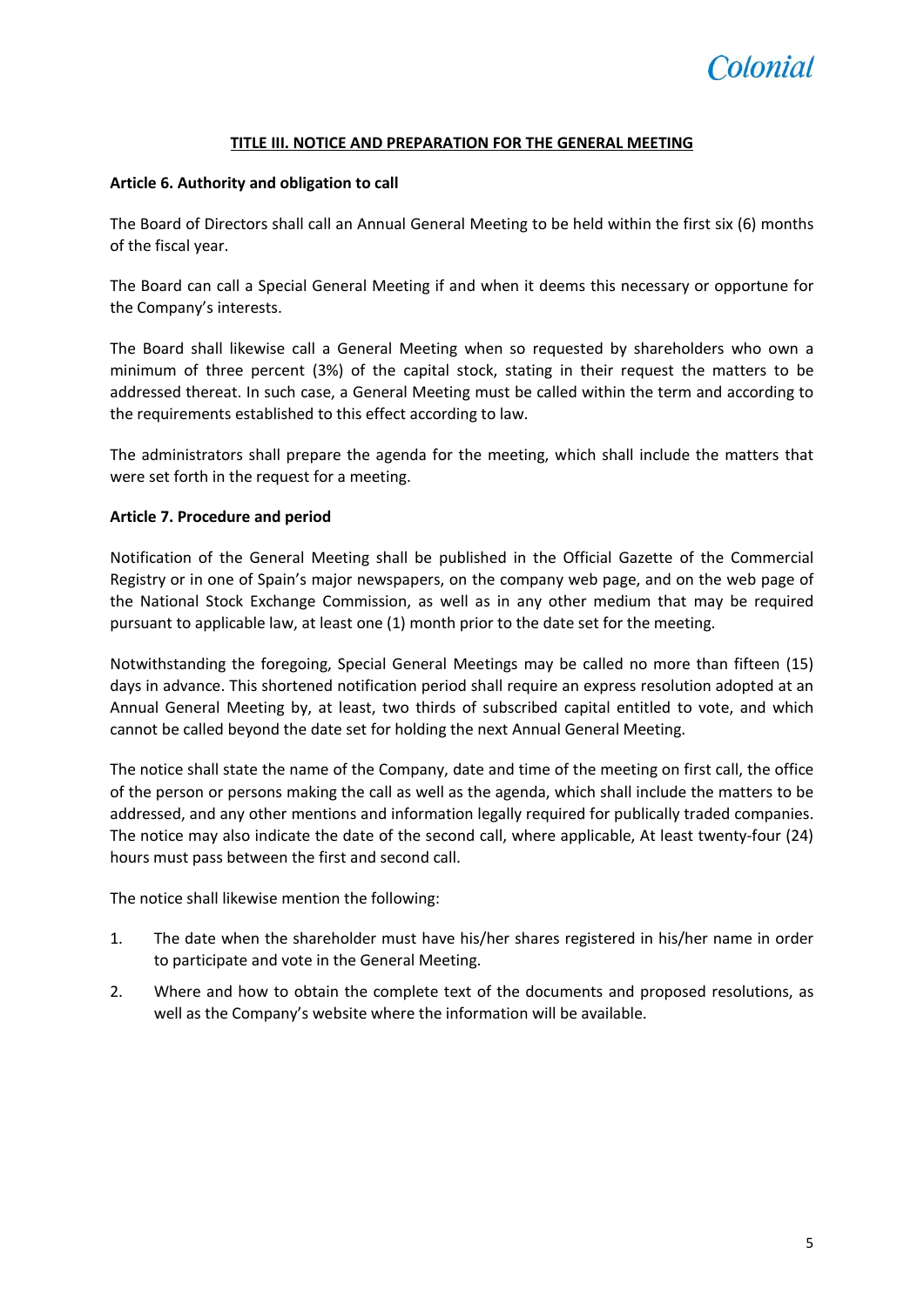## TITLE III. NOTICE AND PREPARATION FOR THE GENERAL MEETING

**Article 6. Authority and obligation to call**

The Board of Directors shall call an Annual General Meeting to be held within the first six (6) months of the fiscal year.

The Board can call a Special General Meeting if and when it deems this necessary or opportune for the Company's interests.

The Board shall likewise call a General Meeting when so requested by shareholders who own a minimum of three percent (3%) of the capital stock, stating in their request the matters to be addressed thereat. In such case, a General Meeting must be called within the term and according to the requirements established to this effect according to law.

The administrators shall prepare the agenda for the meeting, which shall include the matters that were set forth in the request for a meeting.

**Article 7. Procedure and period**

Notification of the General Meeting shall be published in the Official Gazette of the Commercial Registry or in one of Spain's major newspapers, on the company web page, and on the web page of the National Stock Exchange Commission, as well as in any other medium that may be required pursuant to applicable law, at least one (1) month prior to the date set for the meeting.

Notwithstanding the foregoing, Special General Meetings may be called no more than fifteen (15) days in advance. This shortened notification period shall require an express resolution adopted at an Annual General Meeting by, at least, two thirds of subscribed capital entitled to vote, and which cannot be called beyond the date set for holding the next Annual General Meeting.

The notice shall state the name of the Company, date and time of the meeting on first call, the office of the person or persons making the call as well as the agenda, which shall include the matters to be addressed, and any other mentions and information legally required for publically traded companies. The notice may also indicate the date of the second call, where applicable, At least twenty-four (24) hours must pass between the first and second call.

The notice shall likewise mention the following:

1. The date when the shareholder must have his/her shares registered in his/her name in order to participate and vote in the General Meeting.
2. Where and how to obtain the complete text of the documents and proposed resolutions, as well as the Company's website where the information will be available.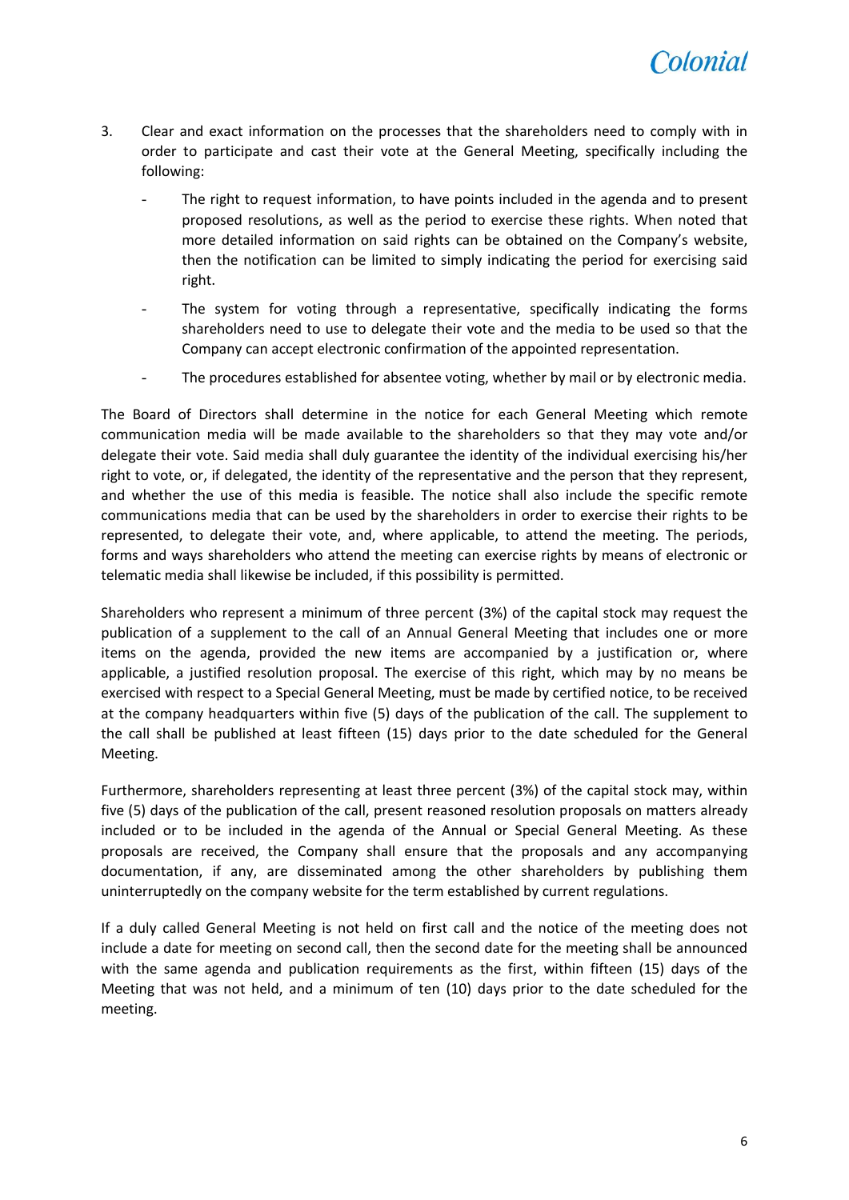3. Clear and exact information on the processes that the shareholders need to comply with in order to participate and cast their vote at the General Meeting, specifically including the following:

   - The right to request information, to have points included in the agenda and to present proposed resolutions, as well as the period to exercise these rights. When noted that more detailed information on said rights can be obtained on the Company's website, then the notification can be limited to simply indicating the period for exercising said right.
   - The system for voting through a representative, specifically indicating the forms shareholders need to use to delegate their vote and the media to be used so that the Company can accept electronic confirmation of the appointed representation.
   - The procedures established for absentee voting, whether by mail or by electronic media.

The Board of Directors shall determine in the notice for each General Meeting which remote communication media will be made available to the shareholders so that they may vote and/or delegate their vote. Said media shall duly guarantee the identity of the individual exercising his/her right to vote, or, if delegated, the identity of the representative and the person that they represent, and whether the use of this media is feasible. The notice shall also include the specific remote communications media that can be used by the shareholders in order to exercise their rights to be represented, to delegate their vote, and, where applicable, to attend the meeting. The periods, forms and ways shareholders who attend the meeting can exercise rights by means of electronic or telematic media shall likewise be included, if this possibility is permitted.

Shareholders who represent a minimum of three percent (3%) of the capital stock may request the publication of a supplement to the call of an Annual General Meeting that includes one or more items on the agenda, provided the new items are accompanied by a justification or, where applicable, a justified resolution proposal. The exercise of this right, which may by no means be exercised with respect to a Special General Meeting, must be made by certified notice, to be received at the company headquarters within five (5) days of the publication of the call. The supplement to the call shall be published at least fifteen (15) days prior to the date scheduled for the General Meeting.

Furthermore, shareholders representing at least three percent (3%) of the capital stock may, within five (5) days of the publication of the call, present reasoned resolution proposals on matters already included or to be included in the agenda of the Annual or Special General Meeting. As these proposals are received, the Company shall ensure that the proposals and any accompanying documentation, if any, are disseminated among the other shareholders by publishing them uninterruptedly on the company website for the term established by current regulations.

If a duly called General Meeting is not held on first call and the notice of the meeting does not include a date for meeting on second call, then the second date for the meeting shall be announced with the same agenda and publication requirements as the first, within fifteen (15) days of the Meeting that was not held, and a minimum of ten (10) days prior to the date scheduled for the meeting.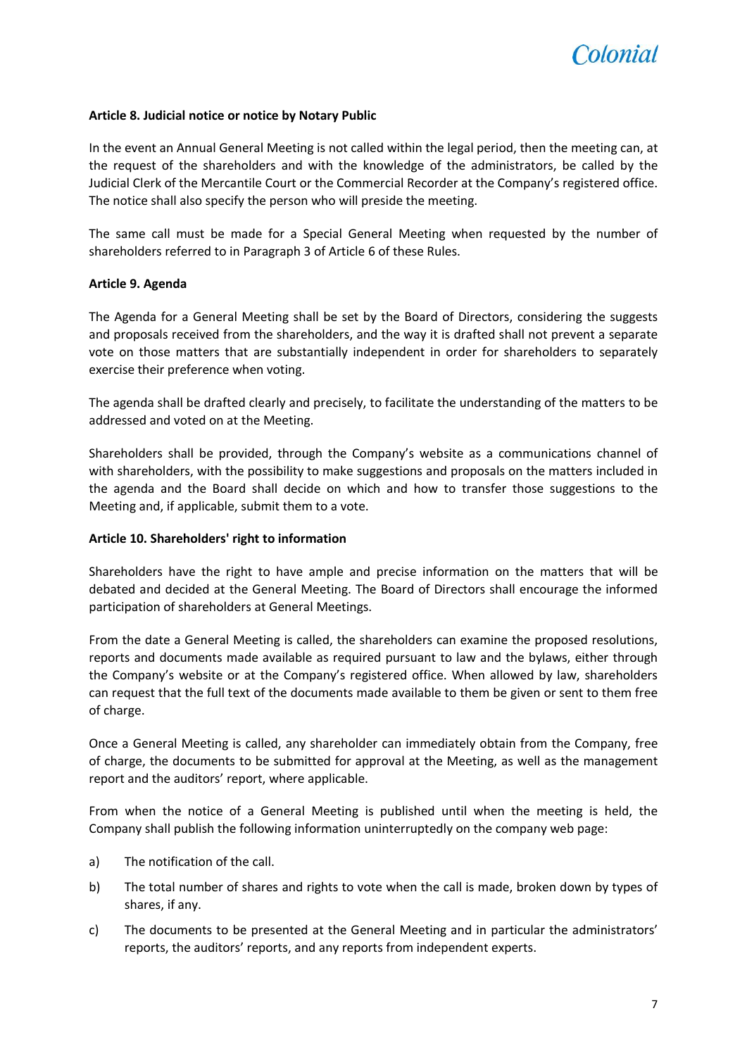#### Article 8. Judicial notice or notice by Notary Public

In the event an Annual General Meeting is not called within the legal period, then the meeting can, at the request of the shareholders and with the knowledge of the administrators, be called by the Judicial Clerk of the Mercantile Court or the Commercial Recorder at the Company's registered office. The notice shall also specify the person who will preside the meeting.

The same call must be made for a Special General Meeting when requested by the number of shareholders referred to in Paragraph 3 of Article 6 of these Rules.

#### Article 9. Agenda

The Agenda for a General Meeting shall be set by the Board of Directors, considering the suggests and proposals received from the shareholders, and the way it is drafted shall not prevent a separate vote on those matters that are substantially independent in order for shareholders to separately exercise their preference when voting.

The agenda shall be drafted clearly and precisely, to facilitate the understanding of the matters to be addressed and voted on at the Meeting.

Shareholders shall be provided, through the Company's website as a communications channel of with shareholders, with the possibility to make suggestions and proposals on the matters included in the agenda and the Board shall decide on which and how to transfer those suggestions to the Meeting and, if applicable, submit them to a vote.

#### Article 10. Shareholders' right to information

Shareholders have the right to have ample and precise information on the matters that will be debated and decided at the General Meeting. The Board of Directors shall encourage the informed participation of shareholders at General Meetings.

From the date a General Meeting is called, the shareholders can examine the proposed resolutions, reports and documents made available as required pursuant to law and the bylaws, either through the Company's website or at the Company's registered office. When allowed by law, shareholders can request that the full text of the documents made available to them be given or sent to them free of charge.

Once a General Meeting is called, any shareholder can immediately obtain from the Company, free of charge, the documents to be submitted for approval at the Meeting, as well as the management report and the auditors' report, where applicable.

From when the notice of a General Meeting is published until when the meeting is held, the Company shall publish the following information uninterruptedly on the company web page:

a) The notification of the call.

b) The total number of shares and rights to vote when the call is made, broken down by types of shares, if any.

c) The documents to be presented at the General Meeting and in particular the administrators' reports, the auditors' reports, and any reports from independent experts.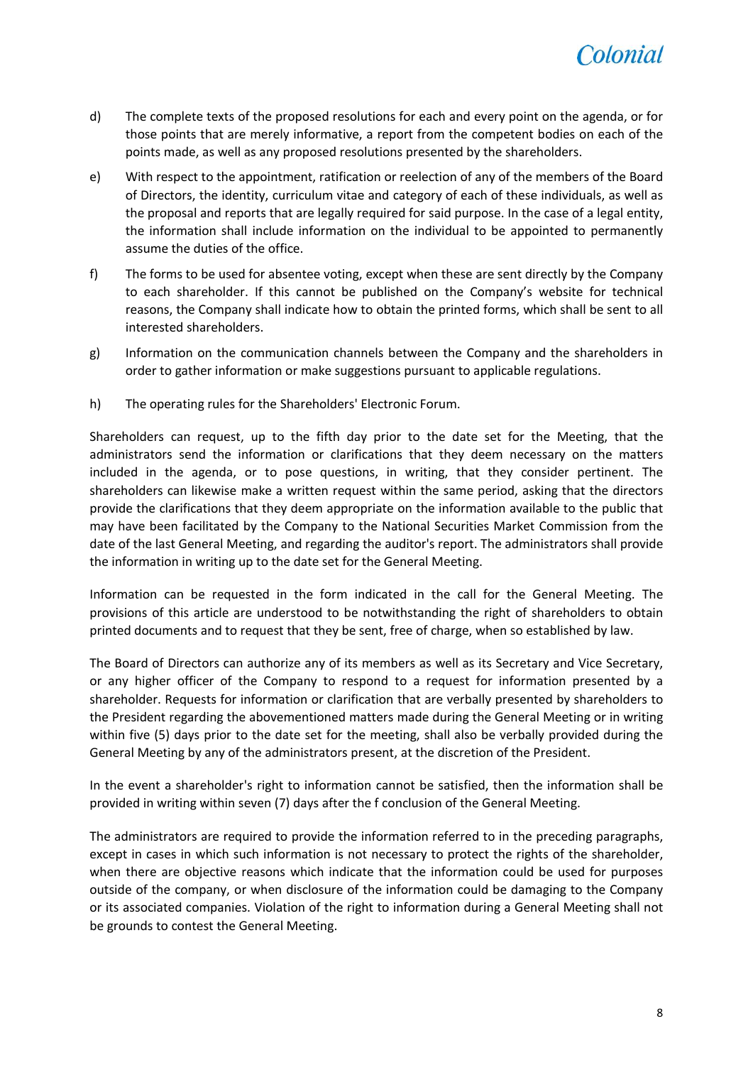d) The complete texts of the proposed resolutions for each and every point on the agenda, or for those points that are merely informative, a report from the competent bodies on each of the points made, as well as any proposed resolutions presented by the shareholders.

e) With respect to the appointment, ratification or reelection of any of the members of the Board of Directors, the identity, curriculum vitae and category of each of these individuals, as well as the proposal and reports that are legally required for said purpose. In the case of a legal entity, the information shall include information on the individual to be appointed to permanently assume the duties of the office.

f) The forms to be used for absentee voting, except when these are sent directly by the Company to each shareholder. If this cannot be published on the Company's website for technical reasons, the Company shall indicate how to obtain the printed forms, which shall be sent to all interested shareholders.

g) Information on the communication channels between the Company and the shareholders in order to gather information or make suggestions pursuant to applicable regulations.

h) The operating rules for the Shareholders' Electronic Forum.

Shareholders can request, up to the fifth day prior to the date set for the Meeting, that the administrators send the information or clarifications that they deem necessary on the matters included in the agenda, or to pose questions, in writing, that they consider pertinent. The shareholders can likewise make a written request within the same period, asking that the directors provide the clarifications that they deem appropriate on the information available to the public that may have been facilitated by the Company to the National Securities Market Commission from the date of the last General Meeting, and regarding the auditor's report. The administrators shall provide the information in writing up to the date set for the General Meeting.

Information can be requested in the form indicated in the call for the General Meeting. The provisions of this article are understood to be notwithstanding the right of shareholders to obtain printed documents and to request that they be sent, free of charge, when so established by law.

The Board of Directors can authorize any of its members as well as its Secretary and Vice Secretary, or any higher officer of the Company to respond to a request for information presented by a shareholder. Requests for information or clarification that are verbally presented by shareholders to the President regarding the abovementioned matters made during the General Meeting or in writing within five (5) days prior to the date set for the meeting, shall also be verbally provided during the General Meeting by any of the administrators present, at the discretion of the President.

In the event a shareholder's right to information cannot be satisfied, then the information shall be provided in writing within seven (7) days after the f conclusion of the General Meeting.

The administrators are required to provide the information referred to in the preceding paragraphs, except in cases in which such information is not necessary to protect the rights of the shareholder, when there are objective reasons which indicate that the information could be used for purposes outside of the company, or when disclosure of the information could be damaging to the Company or its associated companies. Violation of the right to information during a General Meeting shall not be grounds to contest the General Meeting.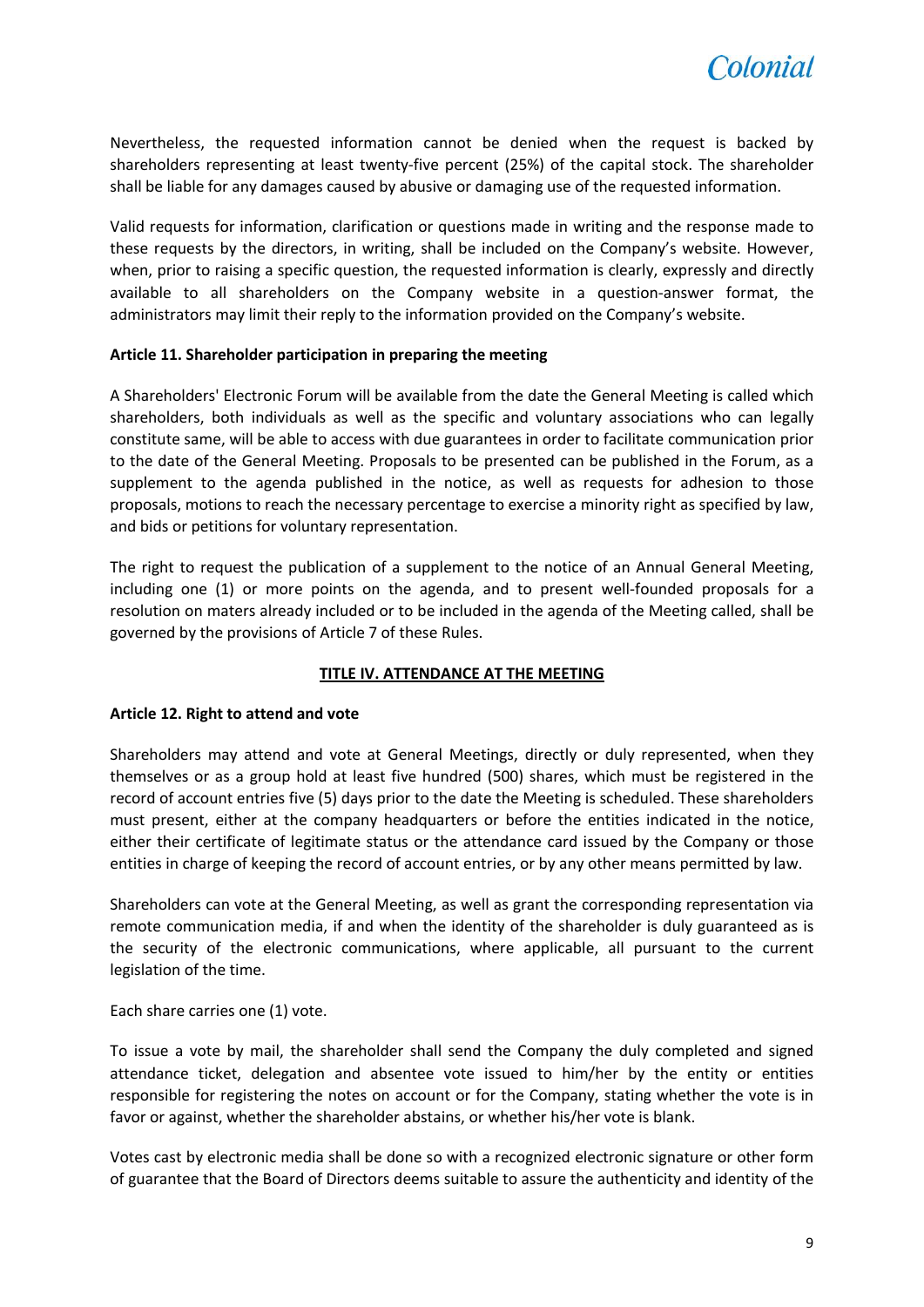Nevertheless, the requested information cannot be denied when the request is backed by shareholders representing at least twenty-five percent (25%) of the capital stock. The shareholder shall be liable for any damages caused by abusive or damaging use of the requested information.

Valid requests for information, clarification or questions made in writing and the response made to these requests by the directors, in writing, shall be included on the Company's website. However, when, prior to raising a specific question, the requested information is clearly, expressly and directly available to all shareholders on the Company website in a question-answer format, the administrators may limit their reply to the information provided on the Company's website.

**Article 11. Shareholder participation in preparing the meeting**

A Shareholders' Electronic Forum will be available from the date the General Meeting is called which shareholders, both individuals as well as the specific and voluntary associations who can legally constitute same, will be able to access with due guarantees in order to facilitate communication prior to the date of the General Meeting. Proposals to be presented can be published in the Forum, as a supplement to the agenda published in the notice, as well as requests for adhesion to those proposals, motions to reach the necessary percentage to exercise a minority right as specified by law, and bids or petitions for voluntary representation.

The right to request the publication of a supplement to the notice of an Annual General Meeting, including one (1) or more points on the agenda, and to present well-founded proposals for a resolution on maters already included or to be included in the agenda of the Meeting called, shall be governed by the provisions of Article 7 of these Rules.

## TITLE IV. ATTENDANCE AT THE MEETING

**Article 12. Right to attend and vote**

Shareholders may attend and vote at General Meetings, directly or duly represented, when they themselves or as a group hold at least five hundred (500) shares, which must be registered in the record of account entries five (5) days prior to the date the Meeting is scheduled. These shareholders must present, either at the company headquarters or before the entities indicated in the notice, either their certificate of legitimate status or the attendance card issued by the Company or those entities in charge of keeping the record of account entries, or by any other means permitted by law.

Shareholders can vote at the General Meeting, as well as grant the corresponding representation via remote communication media, if and when the identity of the shareholder is duly guaranteed as is the security of the electronic communications, where applicable, all pursuant to the current legislation of the time.

Each share carries one (1) vote.

To issue a vote by mail, the shareholder shall send the Company the duly completed and signed attendance ticket, delegation and absentee vote issued to him/her by the entity or entities responsible for registering the notes on account or for the Company, stating whether the vote is in favor or against, whether the shareholder abstains, or whether his/her vote is blank.

Votes cast by electronic media shall be done so with a recognized electronic signature or other form of guarantee that the Board of Directors deems suitable to assure the authenticity and identity of the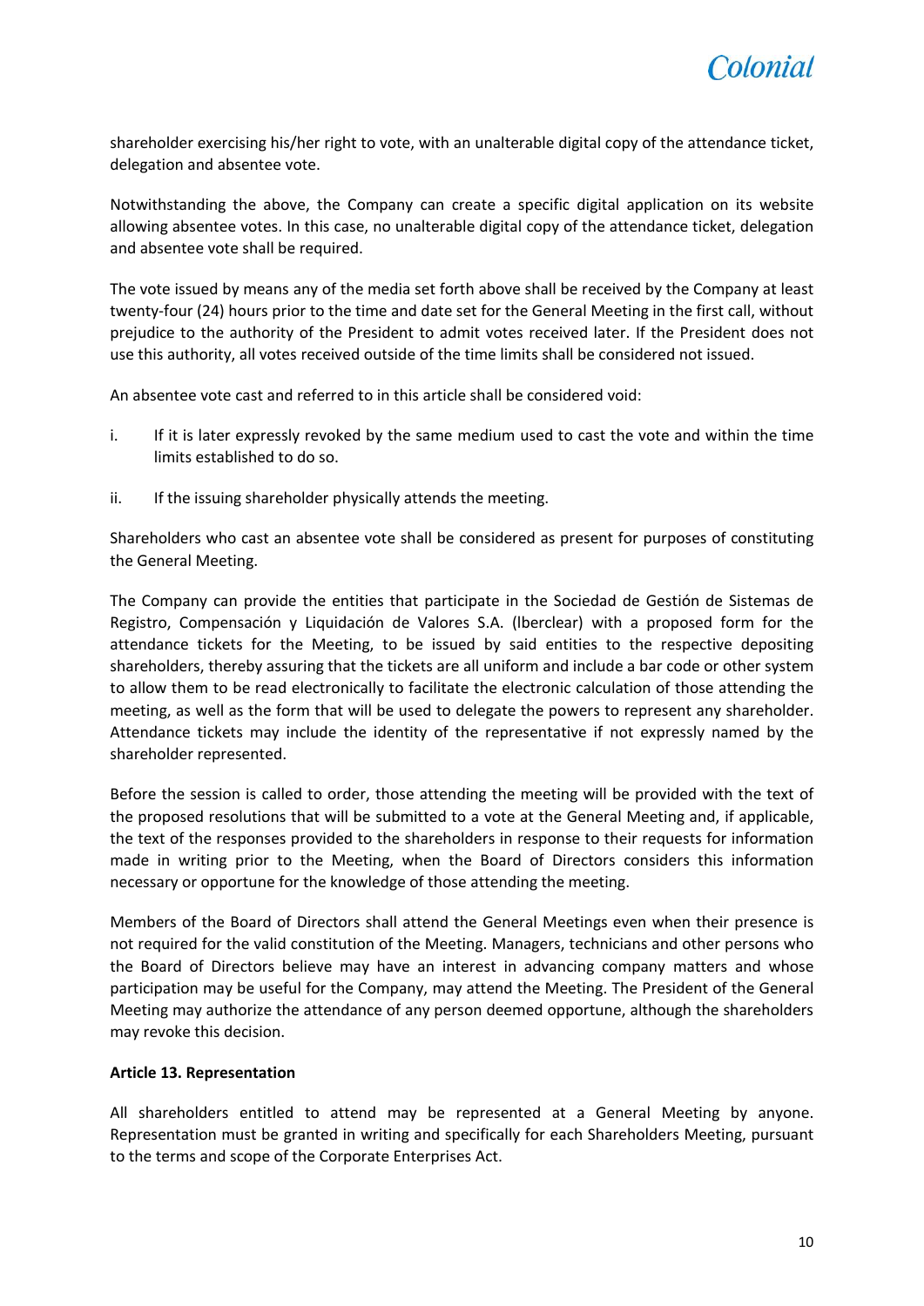shareholder exercising his/her right to vote, with an unalterable digital copy of the attendance ticket, delegation and absentee vote.

Notwithstanding the above, the Company can create a specific digital application on its website allowing absentee votes. In this case, no unalterable digital copy of the attendance ticket, delegation and absentee vote shall be required.

The vote issued by means any of the media set forth above shall be received by the Company at least twenty-four (24) hours prior to the time and date set for the General Meeting in the first call, without prejudice to the authority of the President to admit votes received later. If the President does not use this authority, all votes received outside of the time limits shall be considered not issued.

An absentee vote cast and referred to in this article shall be considered void:

i. If it is later expressly revoked by the same medium used to cast the vote and within the time limits established to do so.

ii. If the issuing shareholder physically attends the meeting.

Shareholders who cast an absentee vote shall be considered as present for purposes of constituting the General Meeting.

The Company can provide the entities that participate in the Sociedad de Gestión de Sistemas de Registro, Compensación y Liquidación de Valores S.A. (lberclear) with a proposed form for the attendance tickets for the Meeting, to be issued by said entities to the respective depositing shareholders, thereby assuring that the tickets are all uniform and include a bar code or other system to allow them to be read electronically to facilitate the electronic calculation of those attending the meeting, as well as the form that will be used to delegate the powers to represent any shareholder. Attendance tickets may include the identity of the representative if not expressly named by the shareholder represented.

Before the session is called to order, those attending the meeting will be provided with the text of the proposed resolutions that will be submitted to a vote at the General Meeting and, if applicable, the text of the responses provided to the shareholders in response to their requests for information made in writing prior to the Meeting, when the Board of Directors considers this information necessary or opportune for the knowledge of those attending the meeting.

Members of the Board of Directors shall attend the General Meetings even when their presence is not required for the valid constitution of the Meeting. Managers, technicians and other persons who the Board of Directors believe may have an interest in advancing company matters and whose participation may be useful for the Company, may attend the Meeting. The President of the General Meeting may authorize the attendance of any person deemed opportune, although the shareholders may revoke this decision.

**Article 13. Representation**

All shareholders entitled to attend may be represented at a General Meeting by anyone. Representation must be granted in writing and specifically for each Shareholders Meeting, pursuant to the terms and scope of the Corporate Enterprises Act.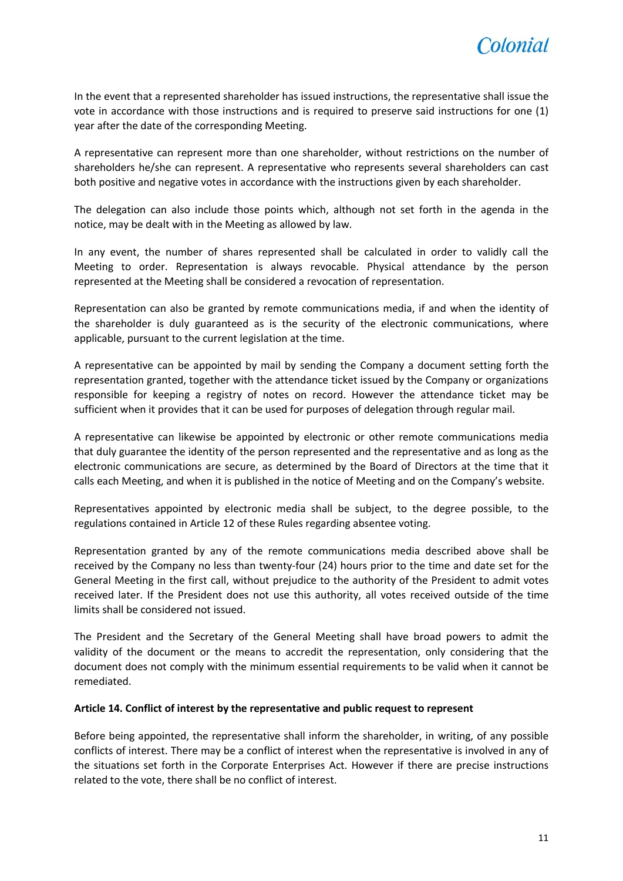In the event that a represented shareholder has issued instructions, the representative shall issue the vote in accordance with those instructions and is required to preserve said instructions for one (1) year after the date of the corresponding Meeting.

A representative can represent more than one shareholder, without restrictions on the number of shareholders he/she can represent. A representative who represents several shareholders can cast both positive and negative votes in accordance with the instructions given by each shareholder.

The delegation can also include those points which, although not set forth in the agenda in the notice, may be dealt with in the Meeting as allowed by law.

In any event, the number of shares represented shall be calculated in order to validly call the Meeting to order. Representation is always revocable. Physical attendance by the person represented at the Meeting shall be considered a revocation of representation.

Representation can also be granted by remote communications media, if and when the identity of the shareholder is duly guaranteed as is the security of the electronic communications, where applicable, pursuant to the current legislation at the time.

A representative can be appointed by mail by sending the Company a document setting forth the representation granted, together with the attendance ticket issued by the Company or organizations responsible for keeping a registry of notes on record. However the attendance ticket may be sufficient when it provides that it can be used for purposes of delegation through regular mail.

A representative can likewise be appointed by electronic or other remote communications media that duly guarantee the identity of the person represented and the representative and as long as the electronic communications are secure, as determined by the Board of Directors at the time that it calls each Meeting, and when it is published in the notice of Meeting and on the Company's website.

Representatives appointed by electronic media shall be subject, to the degree possible, to the regulations contained in Article 12 of these Rules regarding absentee voting.

Representation granted by any of the remote communications media described above shall be received by the Company no less than twenty-four (24) hours prior to the time and date set for the General Meeting in the first call, without prejudice to the authority of the President to admit votes received later. If the President does not use this authority, all votes received outside of the time limits shall be considered not issued.

The President and the Secretary of the General Meeting shall have broad powers to admit the validity of the document or the means to accredit the representation, only considering that the document does not comply with the minimum essential requirements to be valid when it cannot be remediated.

**Article 14. Conflict of interest by the representative and public request to represent**

Before being appointed, the representative shall inform the shareholder, in writing, of any possible conflicts of interest. There may be a conflict of interest when the representative is involved in any of the situations set forth in the Corporate Enterprises Act. However if there are precise instructions related to the vote, there shall be no conflict of interest.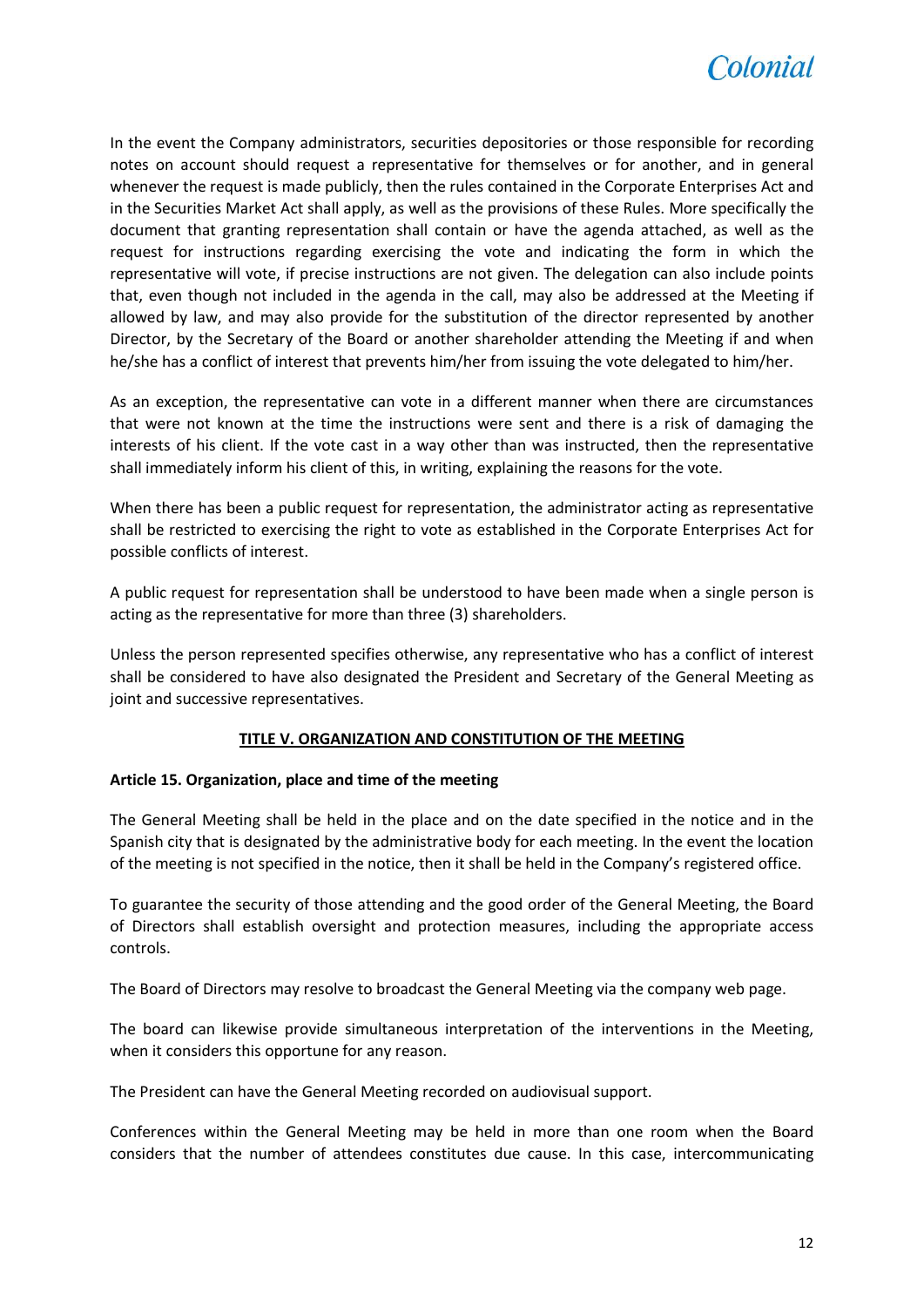In the event the Company administrators, securities depositories or those responsible for recording notes on account should request a representative for themselves or for another, and in general whenever the request is made publicly, then the rules contained in the Corporate Enterprises Act and in the Securities Market Act shall apply, as well as the provisions of these Rules. More specifically the document that granting representation shall contain or have the agenda attached, as well as the request for instructions regarding exercising the vote and indicating the form in which the representative will vote, if precise instructions are not given. The delegation can also include points that, even though not included in the agenda in the call, may also be addressed at the Meeting if allowed by law, and may also provide for the substitution of the director represented by another Director, by the Secretary of the Board or another shareholder attending the Meeting if and when he/she has a conflict of interest that prevents him/her from issuing the vote delegated to him/her.

As an exception, the representative can vote in a different manner when there are circumstances that were not known at the time the instructions were sent and there is a risk of damaging the interests of his client. If the vote cast in a way other than was instructed, then the representative shall immediately inform his client of this, in writing, explaining the reasons for the vote.

When there has been a public request for representation, the administrator acting as representative shall be restricted to exercising the right to vote as established in the Corporate Enterprises Act for possible conflicts of interest.

A public request for representation shall be understood to have been made when a single person is acting as the representative for more than three (3) shareholders.

Unless the person represented specifies otherwise, any representative who has a conflict of interest shall be considered to have also designated the President and Secretary of the General Meeting as joint and successive representatives.

## TITLE V. ORGANIZATION AND CONSTITUTION OF THE MEETING

### Article 15. Organization, place and time of the meeting

The General Meeting shall be held in the place and on the date specified in the notice and in the Spanish city that is designated by the administrative body for each meeting. In the event the location of the meeting is not specified in the notice, then it shall be held in the Company's registered office.

To guarantee the security of those attending and the good order of the General Meeting, the Board of Directors shall establish oversight and protection measures, including the appropriate access controls.

The Board of Directors may resolve to broadcast the General Meeting via the company web page.

The board can likewise provide simultaneous interpretation of the interventions in the Meeting, when it considers this opportune for any reason.

The President can have the General Meeting recorded on audiovisual support.

Conferences within the General Meeting may be held in more than one room when the Board considers that the number of attendees constitutes due cause. In this case, intercommunicating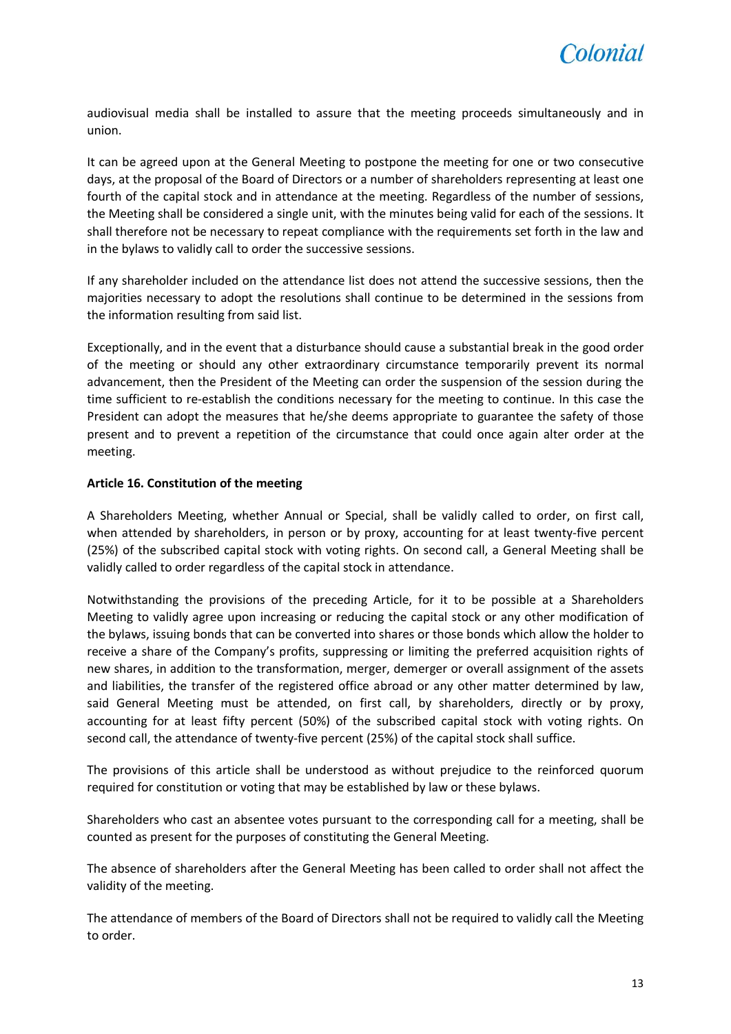audiovisual media shall be installed to assure that the meeting proceeds simultaneously and in union.

It can be agreed upon at the General Meeting to postpone the meeting for one or two consecutive days, at the proposal of the Board of Directors or a number of shareholders representing at least one fourth of the capital stock and in attendance at the meeting. Regardless of the number of sessions, the Meeting shall be considered a single unit, with the minutes being valid for each of the sessions. It shall therefore not be necessary to repeat compliance with the requirements set forth in the law and in the bylaws to validly call to order the successive sessions.

If any shareholder included on the attendance list does not attend the successive sessions, then the majorities necessary to adopt the resolutions shall continue to be determined in the sessions from the information resulting from said list.

Exceptionally, and in the event that a disturbance should cause a substantial break in the good order of the meeting or should any other extraordinary circumstance temporarily prevent its normal advancement, then the President of the Meeting can order the suspension of the session during the time sufficient to re-establish the conditions necessary for the meeting to continue. In this case the President can adopt the measures that he/she deems appropriate to guarantee the safety of those present and to prevent a repetition of the circumstance that could once again alter order at the meeting.

**Article 16. Constitution of the meeting**

A Shareholders Meeting, whether Annual or Special, shall be validly called to order, on first call, when attended by shareholders, in person or by proxy, accounting for at least twenty-five percent (25%) of the subscribed capital stock with voting rights. On second call, a General Meeting shall be validly called to order regardless of the capital stock in attendance.

Notwithstanding the provisions of the preceding Article, for it to be possible at a Shareholders Meeting to validly agree upon increasing or reducing the capital stock or any other modification of the bylaws, issuing bonds that can be converted into shares or those bonds which allow the holder to receive a share of the Company's profits, suppressing or limiting the preferred acquisition rights of new shares, in addition to the transformation, merger, demerger or overall assignment of the assets and liabilities, the transfer of the registered office abroad or any other matter determined by law, said General Meeting must be attended, on first call, by shareholders, directly or by proxy, accounting for at least fifty percent (50%) of the subscribed capital stock with voting rights. On second call, the attendance of twenty-five percent (25%) of the capital stock shall suffice.

The provisions of this article shall be understood as without prejudice to the reinforced quorum required for constitution or voting that may be established by law or these bylaws.

Shareholders who cast an absentee votes pursuant to the corresponding call for a meeting, shall be counted as present for the purposes of constituting the General Meeting.

The absence of shareholders after the General Meeting has been called to order shall not affect the validity of the meeting.

The attendance of members of the Board of Directors shall not be required to validly call the Meeting to order.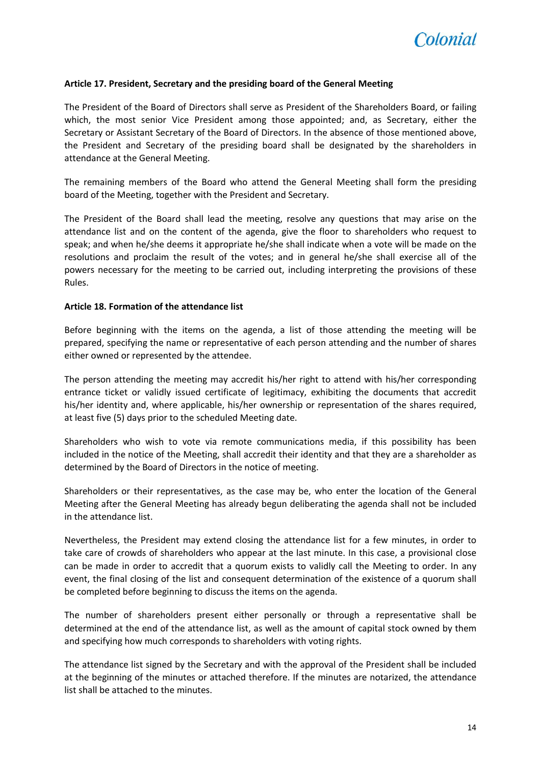**Article 17. President, Secretary and the presiding board of the General Meeting**

The President of the Board of Directors shall serve as President of the Shareholders Board, or failing which, the most senior Vice President among those appointed; and, as Secretary, either the Secretary or Assistant Secretary of the Board of Directors. In the absence of those mentioned above, the President and Secretary of the presiding board shall be designated by the shareholders in attendance at the General Meeting.

The remaining members of the Board who attend the General Meeting shall form the presiding board of the Meeting, together with the President and Secretary.

The President of the Board shall lead the meeting, resolve any questions that may arise on the attendance list and on the content of the agenda, give the floor to shareholders who request to speak; and when he/she deems it appropriate he/she shall indicate when a vote will be made on the resolutions and proclaim the result of the votes; and in general he/she shall exercise all of the powers necessary for the meeting to be carried out, including interpreting the provisions of these Rules.

**Article 18. Formation of the attendance list**

Before beginning with the items on the agenda, a list of those attending the meeting will be prepared, specifying the name or representative of each person attending and the number of shares either owned or represented by the attendee.

The person attending the meeting may accredit his/her right to attend with his/her corresponding entrance ticket or validly issued certificate of legitimacy, exhibiting the documents that accredit his/her identity and, where applicable, his/her ownership or representation of the shares required, at least five (5) days prior to the scheduled Meeting date.

Shareholders who wish to vote via remote communications media, if this possibility has been included in the notice of the Meeting, shall accredit their identity and that they are a shareholder as determined by the Board of Directors in the notice of meeting.

Shareholders or their representatives, as the case may be, who enter the location of the General Meeting after the General Meeting has already begun deliberating the agenda shall not be included in the attendance list.

Nevertheless, the President may extend closing the attendance list for a few minutes, in order to take care of crowds of shareholders who appear at the last minute. In this case, a provisional close can be made in order to accredit that a quorum exists to validly call the Meeting to order. In any event, the final closing of the list and consequent determination of the existence of a quorum shall be completed before beginning to discuss the items on the agenda.

The number of shareholders present either personally or through a representative shall be determined at the end of the attendance list, as well as the amount of capital stock owned by them and specifying how much corresponds to shareholders with voting rights.

The attendance list signed by the Secretary and with the approval of the President shall be included at the beginning of the minutes or attached therefore. If the minutes are notarized, the attendance list shall be attached to the minutes.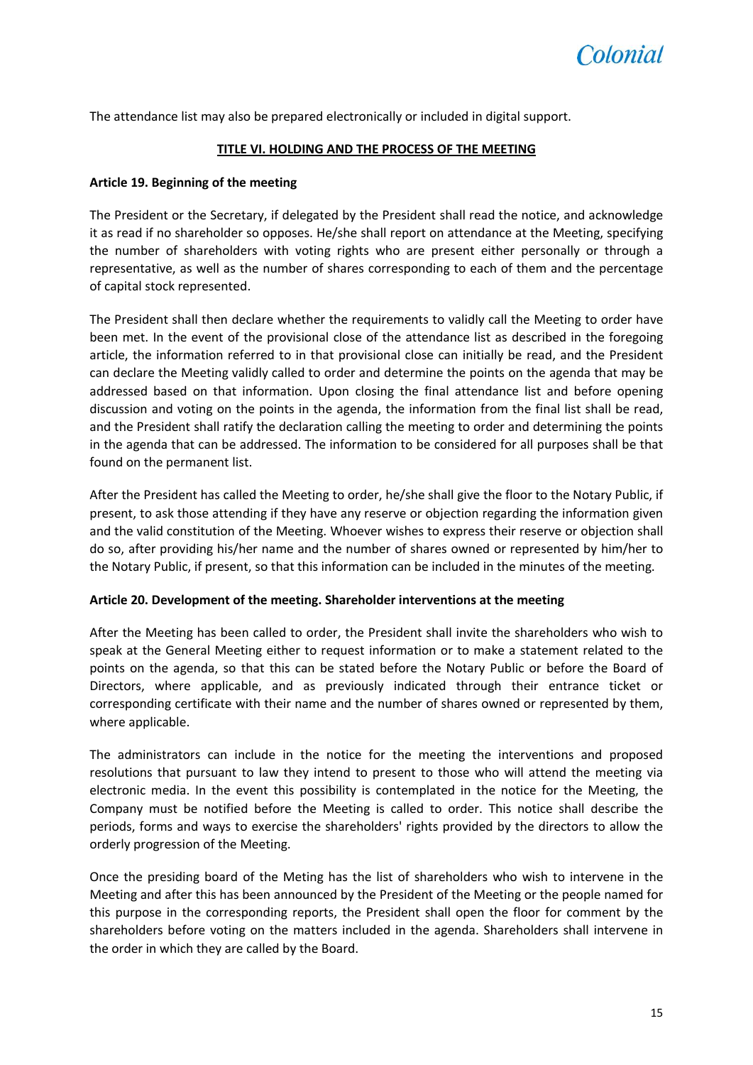The attendance list may also be prepared electronically or included in digital support.

## TITLE VI. HOLDING AND THE PROCESS OF THE MEETING

### Article 19. Beginning of the meeting

The President or the Secretary, if delegated by the President shall read the notice, and acknowledge it as read if no shareholder so opposes. He/she shall report on attendance at the Meeting, specifying the number of shareholders with voting rights who are present either personally or through a representative, as well as the number of shares corresponding to each of them and the percentage of capital stock represented.

The President shall then declare whether the requirements to validly call the Meeting to order have been met. In the event of the provisional close of the attendance list as described in the foregoing article, the information referred to in that provisional close can initially be read, and the President can declare the Meeting validly called to order and determine the points on the agenda that may be addressed based on that information. Upon closing the final attendance list and before opening discussion and voting on the points in the agenda, the information from the final list shall be read, and the President shall ratify the declaration calling the meeting to order and determining the points in the agenda that can be addressed. The information to be considered for all purposes shall be that found on the permanent list.

After the President has called the Meeting to order, he/she shall give the floor to the Notary Public, if present, to ask those attending if they have any reserve or objection regarding the information given and the valid constitution of the Meeting. Whoever wishes to express their reserve or objection shall do so, after providing his/her name and the number of shares owned or represented by him/her to the Notary Public, if present, so that this information can be included in the minutes of the meeting.

### Article 20. Development of the meeting. Shareholder interventions at the meeting

After the Meeting has been called to order, the President shall invite the shareholders who wish to speak at the General Meeting either to request information or to make a statement related to the points on the agenda, so that this can be stated before the Notary Public or before the Board of Directors, where applicable, and as previously indicated through their entrance ticket or corresponding certificate with their name and the number of shares owned or represented by them, where applicable.

The administrators can include in the notice for the meeting the interventions and proposed resolutions that pursuant to law they intend to present to those who will attend the meeting via electronic media. In the event this possibility is contemplated in the notice for the Meeting, the Company must be notified before the Meeting is called to order. This notice shall describe the periods, forms and ways to exercise the shareholders' rights provided by the directors to allow the orderly progression of the Meeting.

Once the presiding board of the Meting has the list of shareholders who wish to intervene in the Meeting and after this has been announced by the President of the Meeting or the people named for this purpose in the corresponding reports, the President shall open the floor for comment by the shareholders before voting on the matters included in the agenda. Shareholders shall intervene in the order in which they are called by the Board.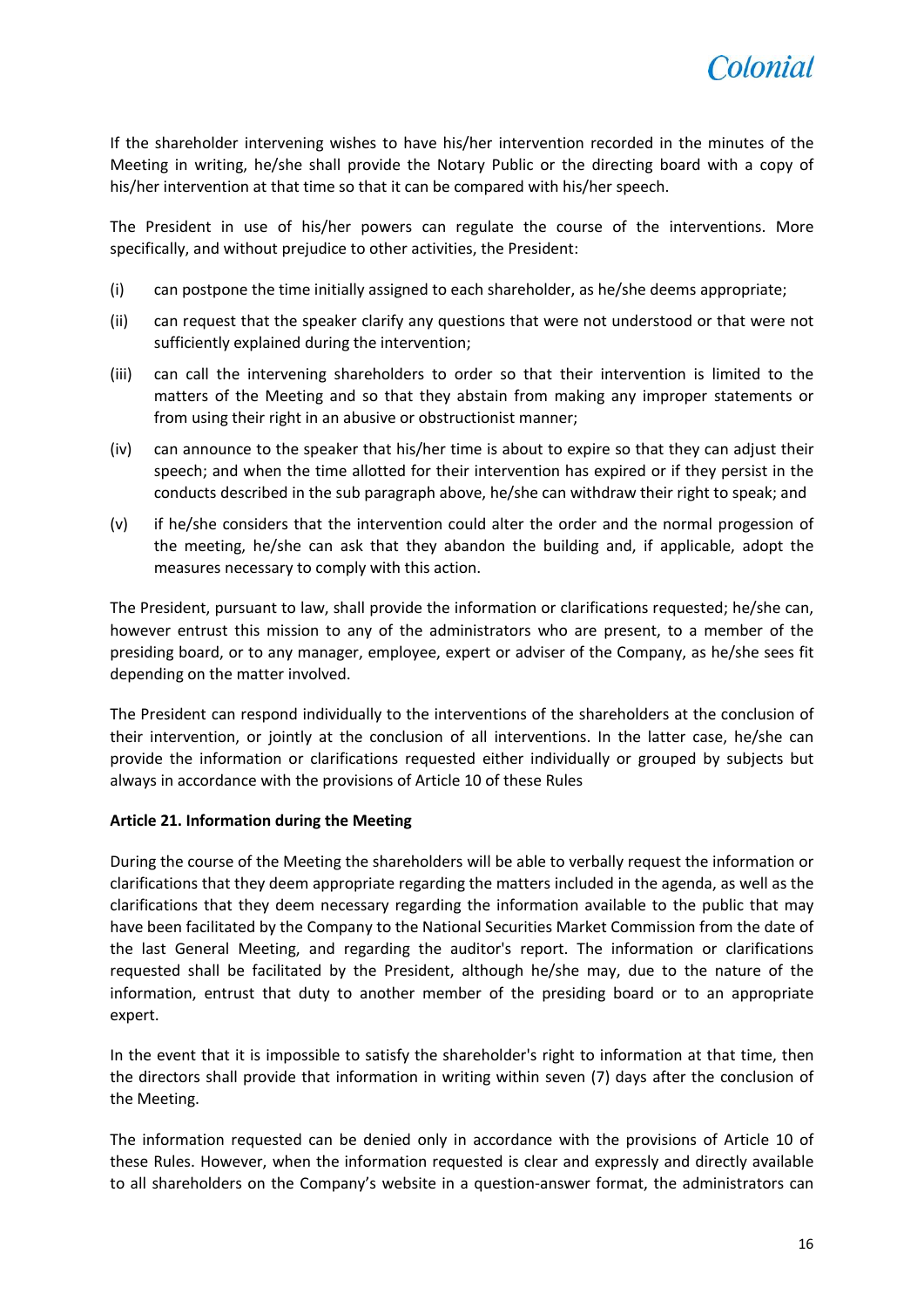If the shareholder intervening wishes to have his/her intervention recorded in the minutes of the Meeting in writing, he/she shall provide the Notary Public or the directing board with a copy of his/her intervention at that time so that it can be compared with his/her speech.

The President in use of his/her powers can regulate the course of the interventions. More specifically, and without prejudice to other activities, the President:

(i) can postpone the time initially assigned to each shareholder, as he/she deems appropriate;

(ii) can request that the speaker clarify any questions that were not understood or that were not sufficiently explained during the intervention;

(iii) can call the intervening shareholders to order so that their intervention is limited to the matters of the Meeting and so that they abstain from making any improper statements or from using their right in an abusive or obstructionist manner;

(iv) can announce to the speaker that his/her time is about to expire so that they can adjust their speech; and when the time allotted for their intervention has expired or if they persist in the conducts described in the sub paragraph above, he/she can withdraw their right to speak; and

(v) if he/she considers that the intervention could alter the order and the normal progession of the meeting, he/she can ask that they abandon the building and, if applicable, adopt the measures necessary to comply with this action.

The President, pursuant to law, shall provide the information or clarifications requested; he/she can, however entrust this mission to any of the administrators who are present, to a member of the presiding board, or to any manager, employee, expert or adviser of the Company, as he/she sees fit depending on the matter involved.

The President can respond individually to the interventions of the shareholders at the conclusion of their intervention, or jointly at the conclusion of all interventions. In the latter case, he/she can provide the information or clarifications requested either individually or grouped by subjects but always in accordance with the provisions of Article 10 of these Rules

**Article 21. Information during the Meeting**

During the course of the Meeting the shareholders will be able to verbally request the information or clarifications that they deem appropriate regarding the matters included in the agenda, as well as the clarifications that they deem necessary regarding the information available to the public that may have been facilitated by the Company to the National Securities Market Commission from the date of the last General Meeting, and regarding the auditor's report. The information or clarifications requested shall be facilitated by the President, although he/she may, due to the nature of the information, entrust that duty to another member of the presiding board or to an appropriate expert.

In the event that it is impossible to satisfy the shareholder's right to information at that time, then the directors shall provide that information in writing within seven (7) days after the conclusion of the Meeting.

The information requested can be denied only in accordance with the provisions of Article 10 of these Rules. However, when the information requested is clear and expressly and directly available to all shareholders on the Company's website in a question-answer format, the administrators can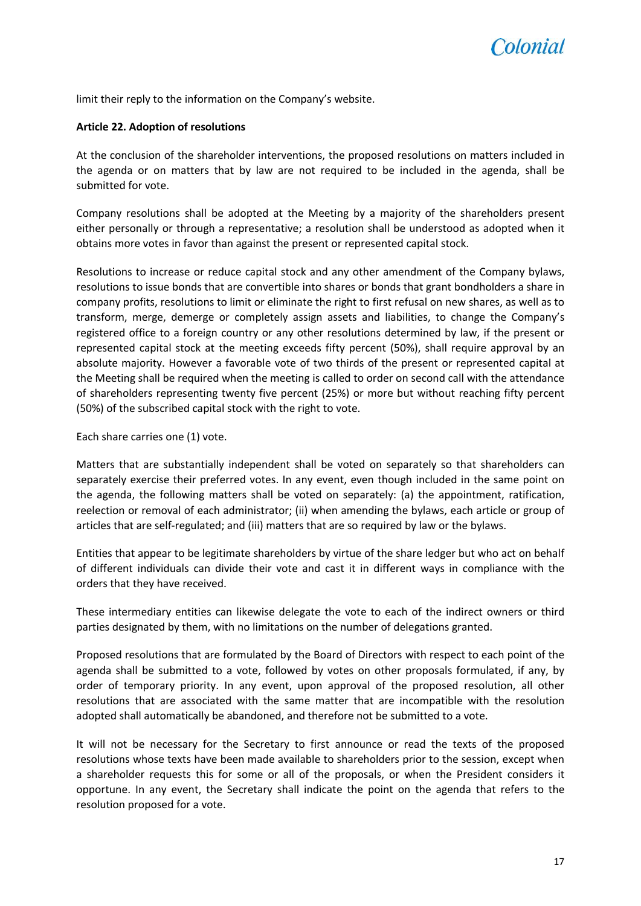limit their reply to the information on the Company's website.

**Article 22. Adoption of resolutions**

At the conclusion of the shareholder interventions, the proposed resolutions on matters included in the agenda or on matters that by law are not required to be included in the agenda, shall be submitted for vote.

Company resolutions shall be adopted at the Meeting by a majority of the shareholders present either personally or through a representative; a resolution shall be understood as adopted when it obtains more votes in favor than against the present or represented capital stock.

Resolutions to increase or reduce capital stock and any other amendment of the Company bylaws, resolutions to issue bonds that are convertible into shares or bonds that grant bondholders a share in company profits, resolutions to limit or eliminate the right to first refusal on new shares, as well as to transform, merge, demerge or completely assign assets and liabilities, to change the Company's registered office to a foreign country or any other resolutions determined by law, if the present or represented capital stock at the meeting exceeds fifty percent (50%), shall require approval by an absolute majority. However a favorable vote of two thirds of the present or represented capital at the Meeting shall be required when the meeting is called to order on second call with the attendance of shareholders representing twenty five percent (25%) or more but without reaching fifty percent (50%) of the subscribed capital stock with the right to vote.

Each share carries one (1) vote.

Matters that are substantially independent shall be voted on separately so that shareholders can separately exercise their preferred votes. In any event, even though included in the same point on the agenda, the following matters shall be voted on separately: (a) the appointment, ratification, reelection or removal of each administrator; (ii) when amending the bylaws, each article or group of articles that are self-regulated; and (iii) matters that are so required by law or the bylaws.

Entities that appear to be legitimate shareholders by virtue of the share ledger but who act on behalf of different individuals can divide their vote and cast it in different ways in compliance with the orders that they have received.

These intermediary entities can likewise delegate the vote to each of the indirect owners or third parties designated by them, with no limitations on the number of delegations granted.

Proposed resolutions that are formulated by the Board of Directors with respect to each point of the agenda shall be submitted to a vote, followed by votes on other proposals formulated, if any, by order of temporary priority. In any event, upon approval of the proposed resolution, all other resolutions that are associated with the same matter that are incompatible with the resolution adopted shall automatically be abandoned, and therefore not be submitted to a vote.

It will not be necessary for the Secretary to first announce or read the texts of the proposed resolutions whose texts have been made available to shareholders prior to the session, except when a shareholder requests this for some or all of the proposals, or when the President considers it opportune. In any event, the Secretary shall indicate the point on the agenda that refers to the resolution proposed for a vote.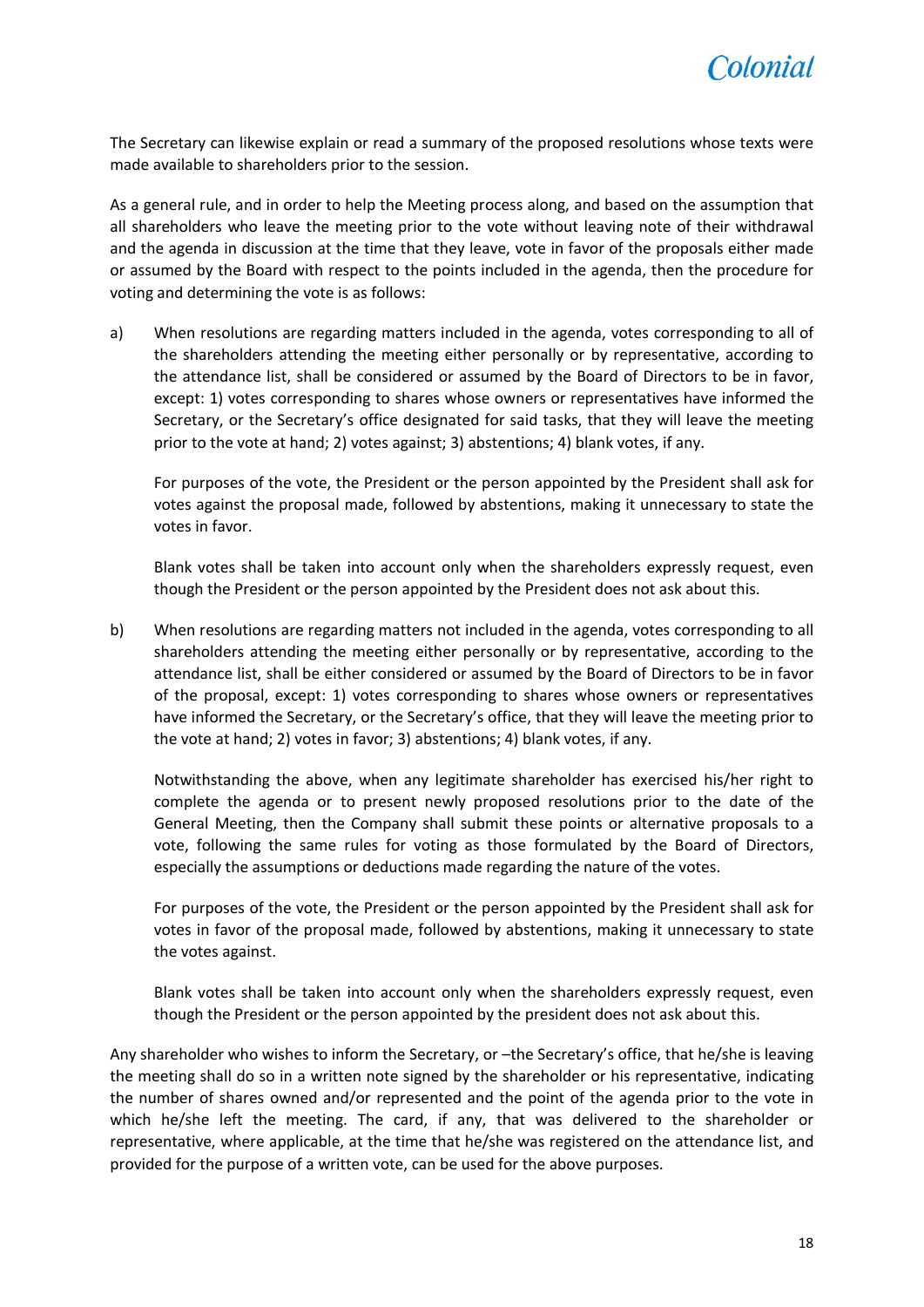The Secretary can likewise explain or read a summary of the proposed resolutions whose texts were made available to shareholders prior to the session.

As a general rule, and in order to help the Meeting process along, and based on the assumption that all shareholders who leave the meeting prior to the vote without leaving note of their withdrawal and the agenda in discussion at the time that they leave, vote in favor of the proposals either made or assumed by the Board with respect to the points included in the agenda, then the procedure for voting and determining the vote is as follows:

a) When resolutions are regarding matters included in the agenda, votes corresponding to all of the shareholders attending the meeting either personally or by representative, according to the attendance list, shall be considered or assumed by the Board of Directors to be in favor, except: 1) votes corresponding to shares whose owners or representatives have informed the Secretary, or the Secretary's office designated for said tasks, that they will leave the meeting prior to the vote at hand; 2) votes against; 3) abstentions; 4) blank votes, if any.

   For purposes of the vote, the President or the person appointed by the President shall ask for votes against the proposal made, followed by abstentions, making it unnecessary to state the votes in favor.

   Blank votes shall be taken into account only when the shareholders expressly request, even though the President or the person appointed by the President does not ask about this.

b) When resolutions are regarding matters not included in the agenda, votes corresponding to all shareholders attending the meeting either personally or by representative, according to the attendance list, shall be either considered or assumed by the Board of Directors to be in favor of the proposal, except: 1) votes corresponding to shares whose owners or representatives have informed the Secretary, or the Secretary's office, that they will leave the meeting prior to the vote at hand; 2) votes in favor; 3) abstentions; 4) blank votes, if any.

   Notwithstanding the above, when any legitimate shareholder has exercised his/her right to complete the agenda or to present newly proposed resolutions prior to the date of the General Meeting, then the Company shall submit these points or alternative proposals to a vote, following the same rules for voting as those formulated by the Board of Directors, especially the assumptions or deductions made regarding the nature of the votes.

   For purposes of the vote, the President or the person appointed by the President shall ask for votes in favor of the proposal made, followed by abstentions, making it unnecessary to state the votes against.

   Blank votes shall be taken into account only when the shareholders expressly request, even though the President or the person appointed by the president does not ask about this.

Any shareholder who wishes to inform the Secretary, or –the Secretary's office, that he/she is leaving the meeting shall do so in a written note signed by the shareholder or his representative, indicating the number of shares owned and/or represented and the point of the agenda prior to the vote in which he/she left the meeting. The card, if any, that was delivered to the shareholder or representative, where applicable, at the time that he/she was registered on the attendance list, and provided for the purpose of a written vote, can be used for the above purposes.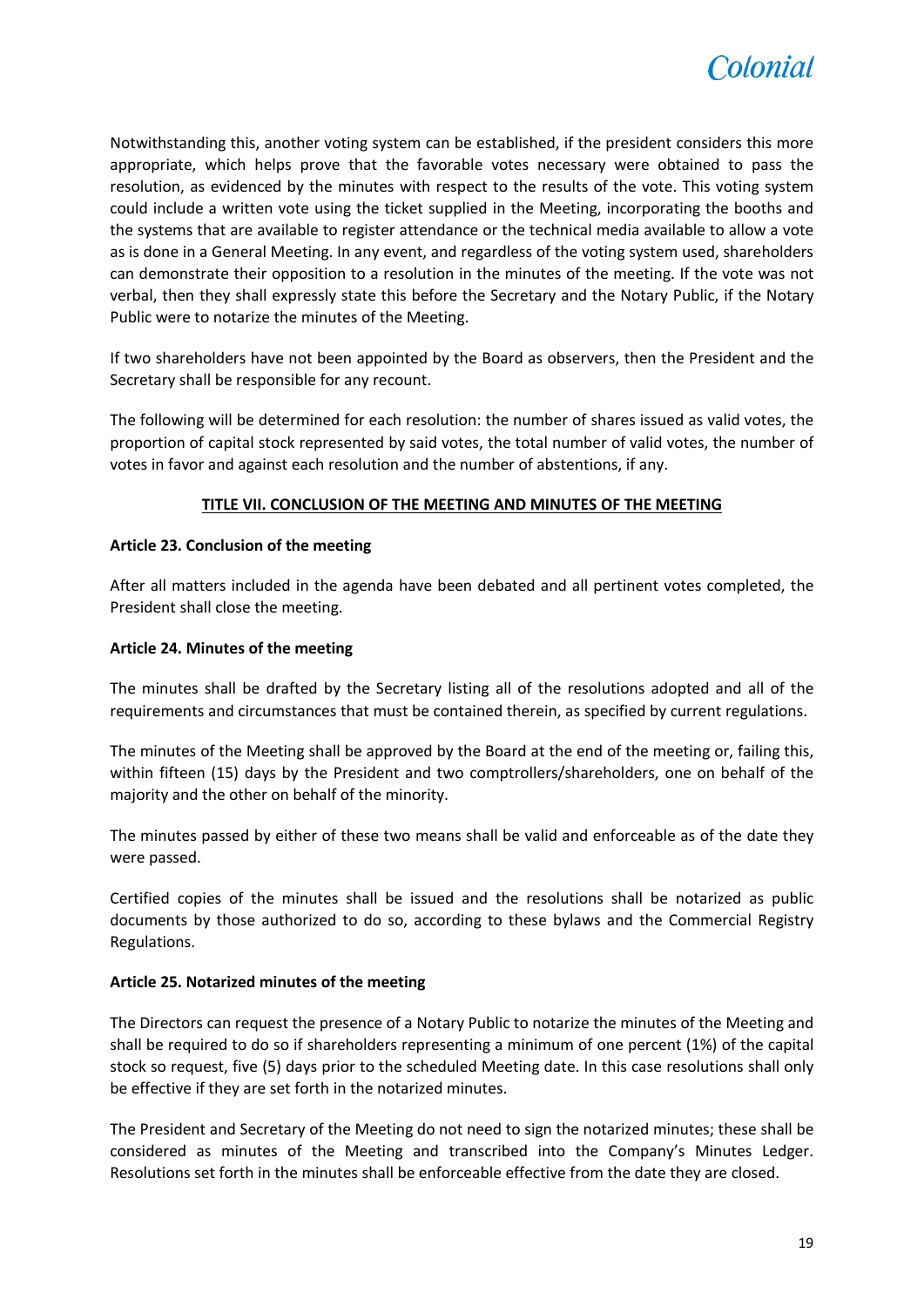Notwithstanding this, another voting system can be established, if the president considers this more appropriate, which helps prove that the favorable votes necessary were obtained to pass the resolution, as evidenced by the minutes with respect to the results of the vote. This voting system could include a written vote using the ticket supplied in the Meeting, incorporating the booths and the systems that are available to register attendance or the technical media available to allow a vote as is done in a General Meeting. In any event, and regardless of the voting system used, shareholders can demonstrate their opposition to a resolution in the minutes of the meeting. If the vote was not verbal, then they shall expressly state this before the Secretary and the Notary Public, if the Notary Public were to notarize the minutes of the Meeting.

If two shareholders have not been appointed by the Board as observers, then the President and the Secretary shall be responsible for any recount.

The following will be determined for each resolution: the number of shares issued as valid votes, the proportion of capital stock represented by said votes, the total number of valid votes, the number of votes in favor and against each resolution and the number of abstentions, if any.

## TITLE VII. CONCLUSION OF THE MEETING AND MINUTES OF THE MEETING

### Article 23. Conclusion of the meeting

After all matters included in the agenda have been debated and all pertinent votes completed, the President shall close the meeting.

### Article 24. Minutes of the meeting

The minutes shall be drafted by the Secretary listing all of the resolutions adopted and all of the requirements and circumstances that must be contained therein, as specified by current regulations.

The minutes of the Meeting shall be approved by the Board at the end of the meeting or, failing this, within fifteen (15) days by the President and two comptrollers/shareholders, one on behalf of the majority and the other on behalf of the minority.

The minutes passed by either of these two means shall be valid and enforceable as of the date they were passed.

Certified copies of the minutes shall be issued and the resolutions shall be notarized as public documents by those authorized to do so, according to these bylaws and the Commercial Registry Regulations.

### Article 25. Notarized minutes of the meeting

The Directors can request the presence of a Notary Public to notarize the minutes of the Meeting and shall be required to do so if shareholders representing a minimum of one percent (1%) of the capital stock so request, five (5) days prior to the scheduled Meeting date. In this case resolutions shall only be effective if they are set forth in the notarized minutes.

The President and Secretary of the Meeting do not need to sign the notarized minutes; these shall be considered as minutes of the Meeting and transcribed into the Company's Minutes Ledger. Resolutions set forth in the minutes shall be enforceable effective from the date they are closed.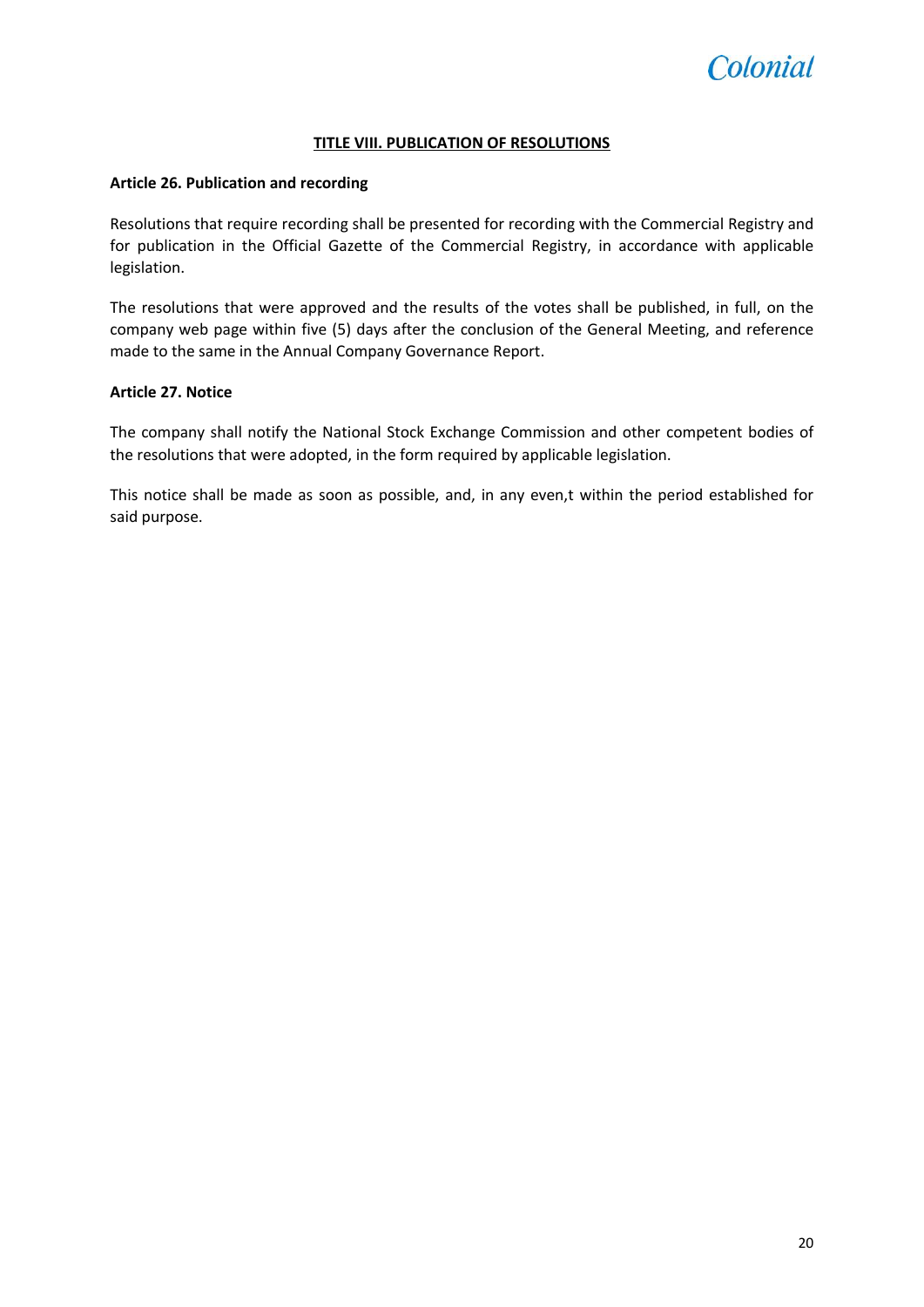## TITLE VIII. PUBLICATION OF RESOLUTIONS

### Article 26. Publication and recording

Resolutions that require recording shall be presented for recording with the Commercial Registry and for publication in the Official Gazette of the Commercial Registry, in accordance with applicable legislation.

The resolutions that were approved and the results of the votes shall be published, in full, on the company web page within five (5) days after the conclusion of the General Meeting, and reference made to the same in the Annual Company Governance Report.

### Article 27. Notice

The company shall notify the National Stock Exchange Commission and other competent bodies of the resolutions that were adopted, in the form required by applicable legislation.

This notice shall be made as soon as possible, and, in any even,t within the period established for said purpose.